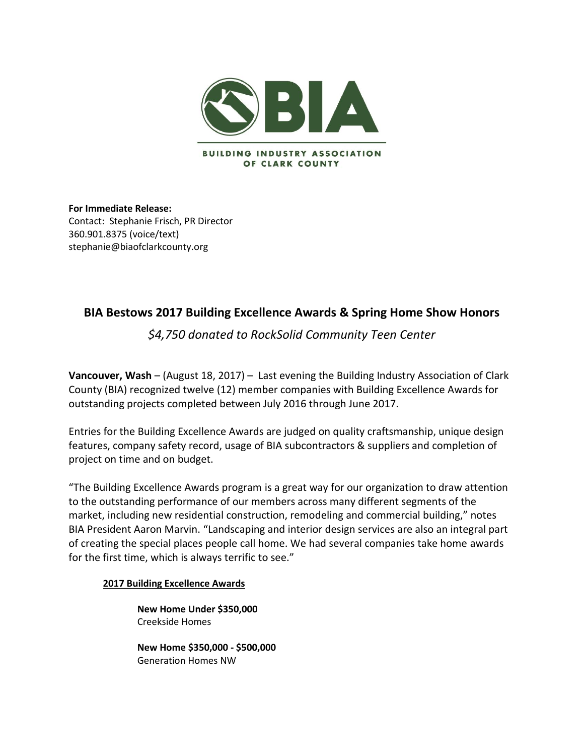BUILDING INDUSTRY ASSOCIATION OF CLARK COUNTY

**For Immediate Release:**
Contact: Stephanie Frisch, PR Director
360.901.8375 (voice/text)
stephanie@biaofclarkcounty.org

# BIA Bestows 2017 Building Excellence Awards & Spring Home Show Honors

*$4,750 donated to RockSolid Community Teen Center*

**Vancouver, Wash** – (August 18, 2017) – Last evening the Building Industry Association of Clark County (BIA) recognized twelve (12) member companies with Building Excellence Awards for outstanding projects completed between July 2016 through June 2017.

Entries for the Building Excellence Awards are judged on quality craftsmanship, unique design features, company safety record, usage of BIA subcontractors & suppliers and completion of project on time and on budget.

"The Building Excellence Awards program is a great way for our organization to draw attention to the outstanding performance of our members across many different segments of the market, including new residential construction, remodeling and commercial building," notes BIA President Aaron Marvin. "Landscaping and interior design services are also an integral part of creating the special places people call home. We had several companies take home awards for the first time, which is always terrific to see."

**2017 Building Excellence Awards**

**New Home Under $350,000**
Creekside Homes

**New Home $350,000 - $500,000**
Generation Homes NW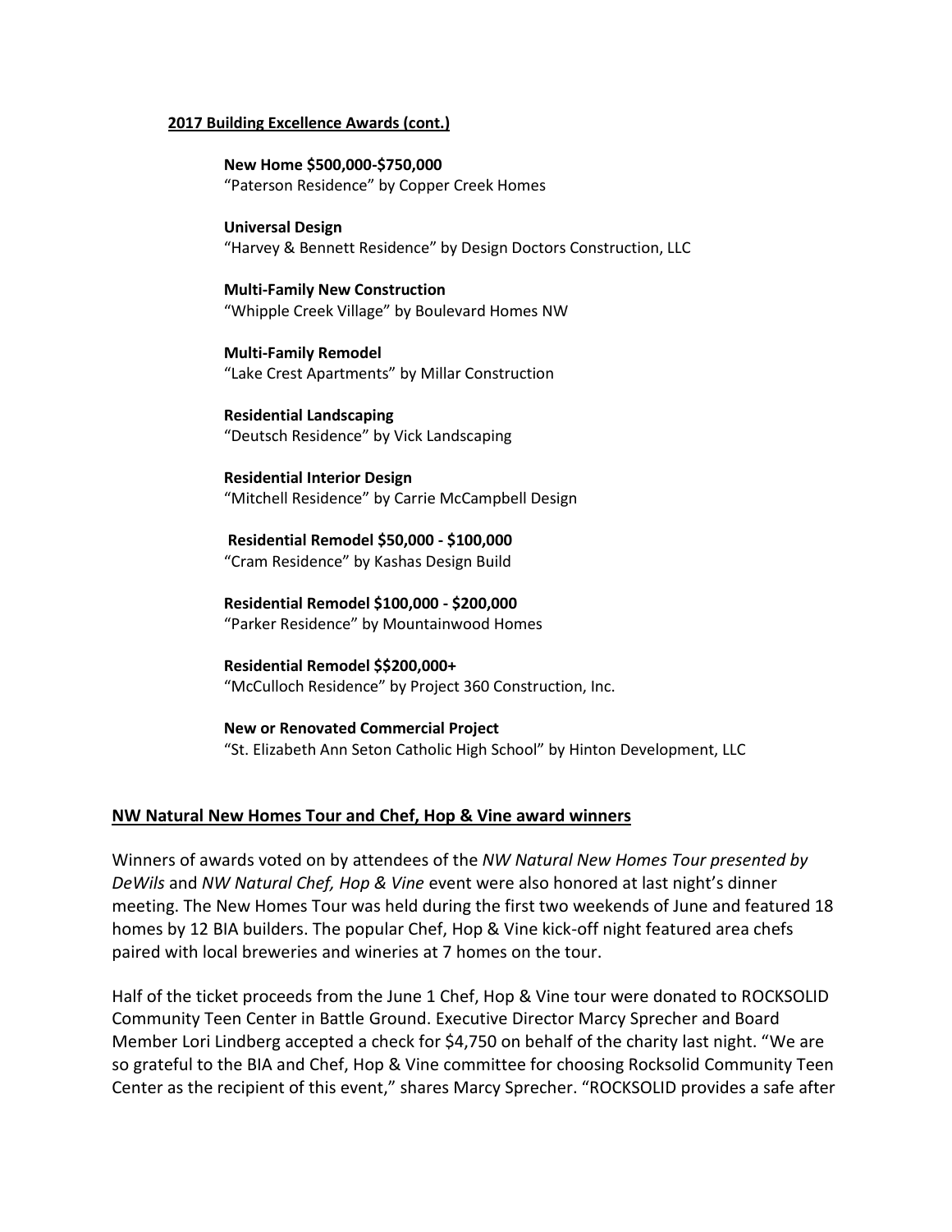**2017 Building Excellence Awards (cont.)**

**New Home $500,000-$750,000**
"Paterson Residence" by Copper Creek Homes

**Universal Design**
"Harvey & Bennett Residence" by Design Doctors Construction, LLC

**Multi-Family New Construction**
"Whipple Creek Village" by Boulevard Homes NW

**Multi-Family Remodel**
"Lake Crest Apartments" by Millar Construction

**Residential Landscaping**
"Deutsch Residence" by Vick Landscaping

**Residential Interior Design**
"Mitchell Residence" by Carrie McCampbell Design

**Residential Remodel $50,000 - $100,000**
"Cram Residence" by Kashas Design Build

**Residential Remodel $100,000 - $200,000**
"Parker Residence" by Mountainwood Homes

**Residential Remodel $$200,000+**
"McCulloch Residence" by Project 360 Construction, Inc.

**New or Renovated Commercial Project**
"St. Elizabeth Ann Seton Catholic High School" by Hinton Development, LLC

## NW Natural New Homes Tour and Chef, Hop & Vine award winners

Winners of awards voted on by attendees of the *NW Natural New Homes Tour presented by DeWils* and *NW Natural Chef, Hop & Vine* event were also honored at last night's dinner meeting. The New Homes Tour was held during the first two weekends of June and featured 18 homes by 12 BIA builders. The popular Chef, Hop & Vine kick-off night featured area chefs paired with local breweries and wineries at 7 homes on the tour.

Half of the ticket proceeds from the June 1 Chef, Hop & Vine tour were donated to ROCKSOLID Community Teen Center in Battle Ground. Executive Director Marcy Sprecher and Board Member Lori Lindberg accepted a check for $4,750 on behalf of the charity last night. "We are so grateful to the BIA and Chef, Hop & Vine committee for choosing Rocksolid Community Teen Center as the recipient of this event," shares Marcy Sprecher. "ROCKSOLID provides a safe after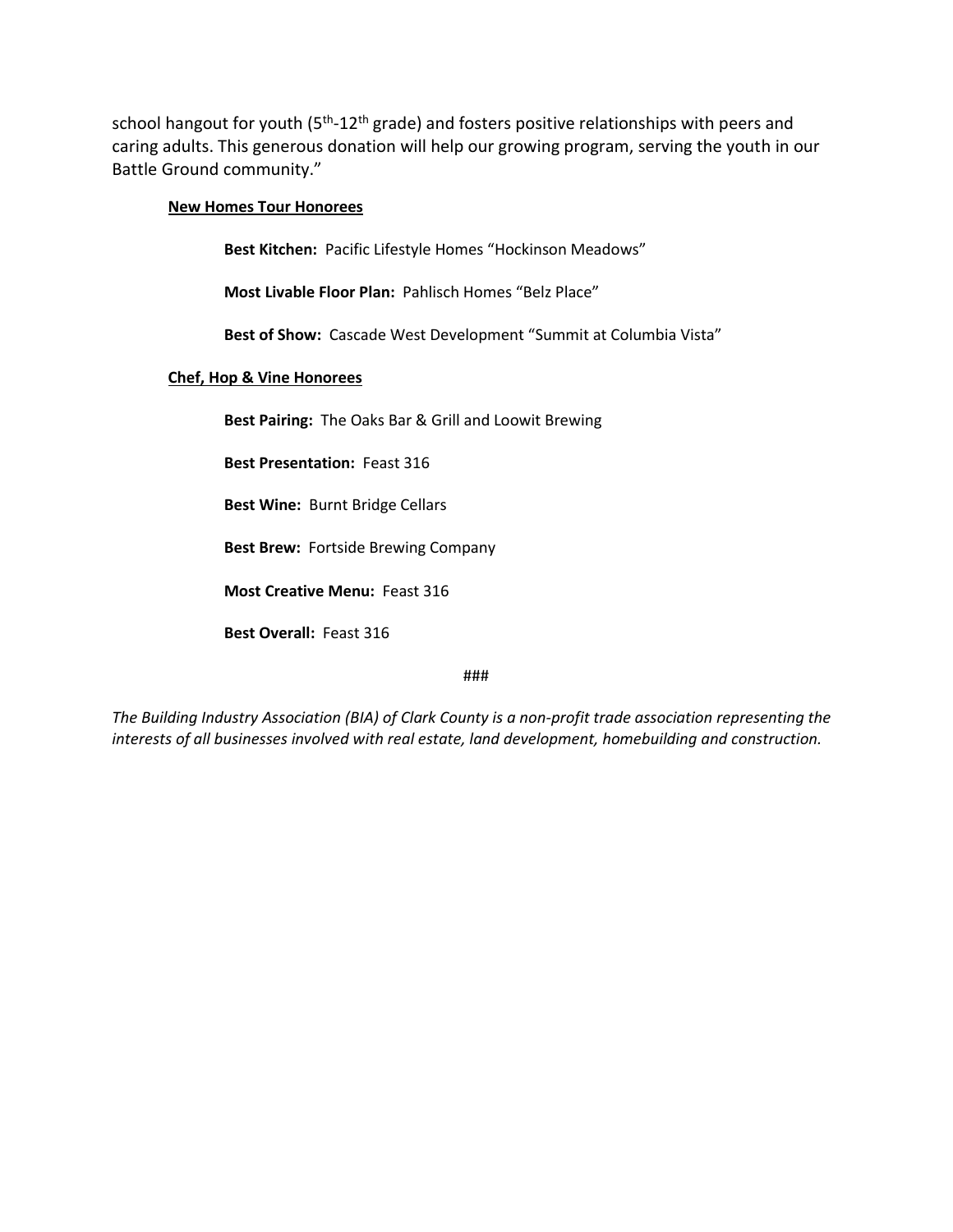school hangout for youth (5th-12th grade) and fosters positive relationships with peers and caring adults. This generous donation will help our growing program, serving the youth in our Battle Ground community."

**New Homes Tour Honorees**

**Best Kitchen:** Pacific Lifestyle Homes "Hockinson Meadows"

**Most Livable Floor Plan:** Pahlisch Homes "Belz Place"

**Best of Show:** Cascade West Development "Summit at Columbia Vista"

**Chef, Hop & Vine Honorees**

**Best Pairing:** The Oaks Bar & Grill and Loowit Brewing

**Best Presentation:** Feast 316

**Best Wine:** Burnt Bridge Cellars

**Best Brew:** Fortside Brewing Company

**Most Creative Menu:** Feast 316

**Best Overall:** Feast 316

###

*The Building Industry Association (BIA) of Clark County is a non-profit trade association representing the interests of all businesses involved with real estate, land development, homebuilding and construction.*